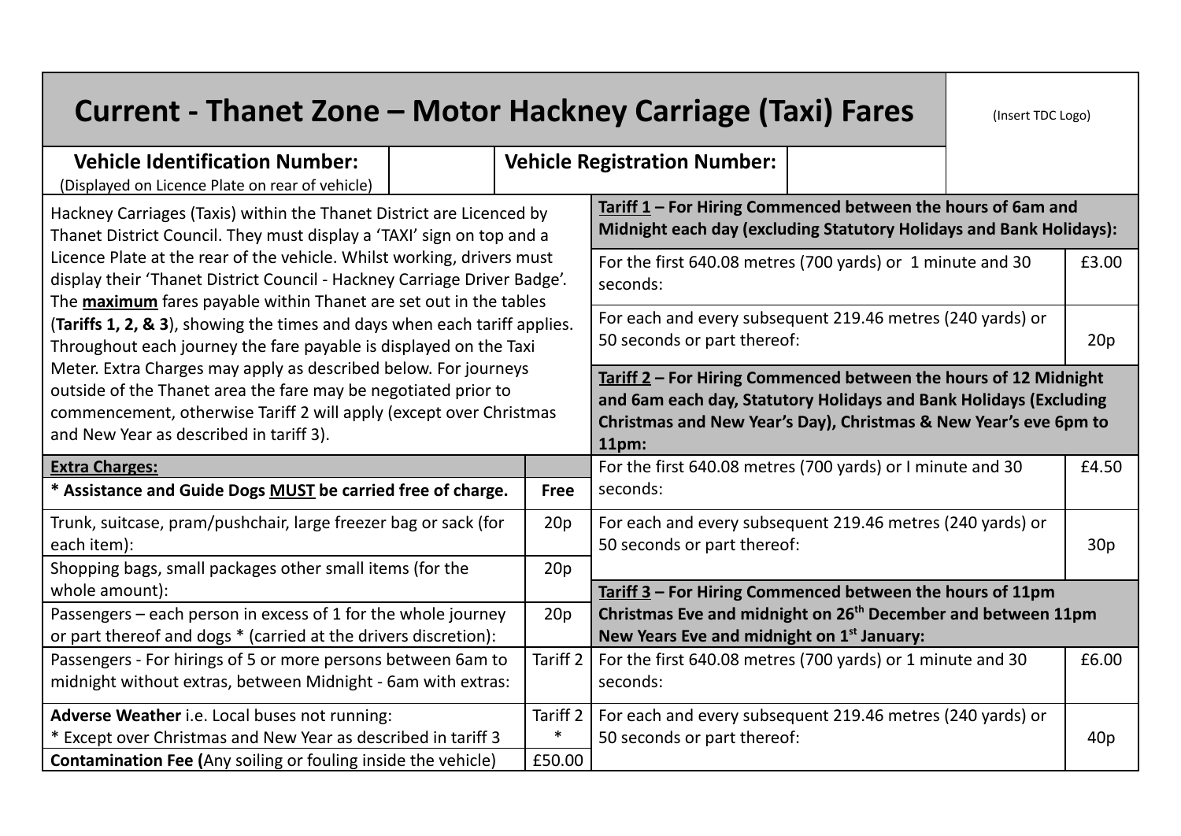# Current - Thanet Zone – Motor Hackney Carriage (Taxi) Fares

(Insert TDC Logo)

| **Vehicle Identification Number:** (Displayed on Licence Plate on rear of vehicle) | | **Vehicle Registration Number:** | |
|---|---|---|---|

Hackney Carriages (Taxis) within the Thanet District are Licenced by Thanet District Council. They must display a 'TAXI' sign on top and a Licence Plate at the rear of the vehicle. Whilst working, drivers must display their 'Thanet District Council - Hackney Carriage Driver Badge'. The **maximum** fares payable within Thanet are set out in the tables (**Tariffs 1, 2, & 3**), showing the times and days when each tariff applies. Throughout each journey the fare payable is displayed on the Taxi Meter. Extra Charges may apply as described below. For journeys outside of the Thanet area the fare may be negotiated prior to commencement, otherwise Tariff 2 will apply (except over Christmas and New Year as described in tariff 3).

| **Extra Charges:** | |
|---|---|
| **\* Assistance and Guide Dogs MUST be carried free of charge.** | **Free** |
| Trunk, suitcase, pram/pushchair, large freezer bag or sack (for each item): | 20p |
| Shopping bags, small packages other small items (for the whole amount): | 20p |
| Passengers – each person in excess of 1 for the whole journey or part thereof and dogs * (carried at the drivers discretion): | 20p |
| Passengers - For hirings of 5 or more persons between 6am to midnight without extras, between Midnight - 6am with extras: | Tariff 2 |
| **Adverse Weather** i.e. Local buses not running: * Except over Christmas and New Year as described in tariff 3 | Tariff 2 * |
| **Contamination Fee (**Any soiling or fouling inside the vehicle) | £50.00 |

| **Tariff 1 – For Hiring Commenced between the hours of 6am and Midnight each day (excluding Statutory Holidays and Bank Holidays):** | |
|---|---|
| For the first 640.08 metres (700 yards) or 1 minute and 30 seconds: | £3.00 |
| For each and every subsequent 219.46 metres (240 yards) or 50 seconds or part thereof: | 20p |
| **Tariff 2 – For Hiring Commenced between the hours of 12 Midnight and 6am each day, Statutory Holidays and Bank Holidays (Excluding Christmas and New Year's Day), Christmas & New Year's eve 6pm to 11pm:** | |
| For the first 640.08 metres (700 yards) or I minute and 30 seconds: | £4.50 |
| For each and every subsequent 219.46 metres (240 yards) or 50 seconds or part thereof: | 30p |
| **Tariff 3 – For Hiring Commenced between the hours of 11pm Christmas Eve and midnight on 26th December and between 11pm New Years Eve and midnight on 1st January:** | |
| For the first 640.08 metres (700 yards) or 1 minute and 30 seconds: | £6.00 |
| For each and every subsequent 219.46 metres (240 yards) or 50 seconds or part thereof: | 40p |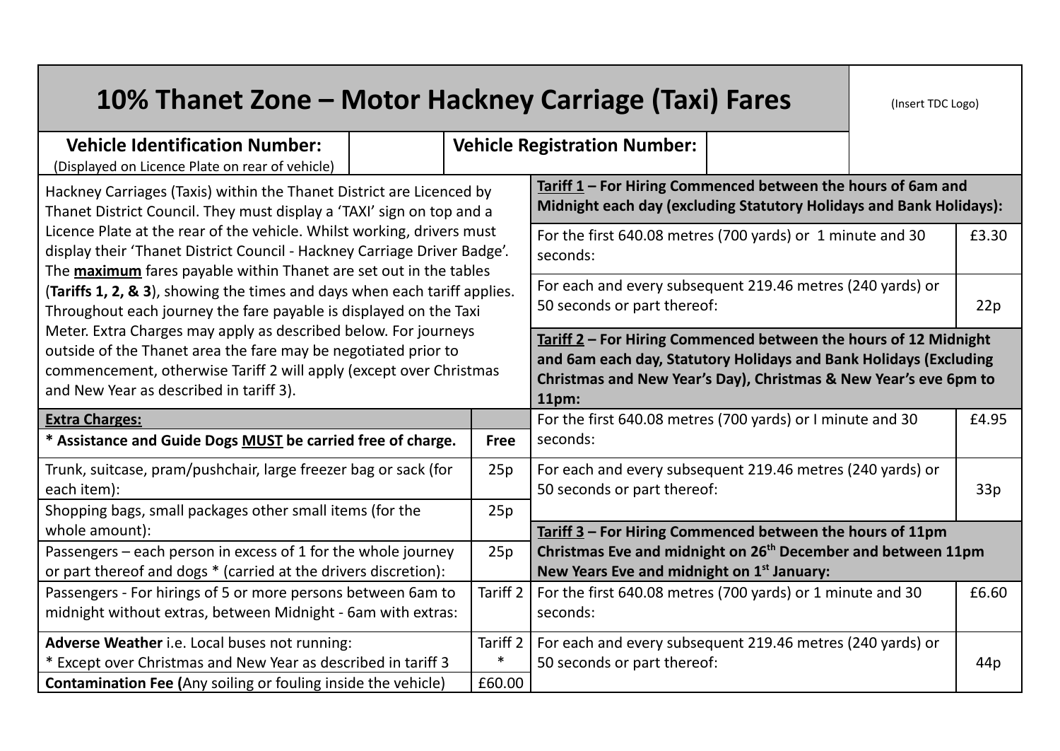# 10% Thanet Zone – Motor Hackney Carriage (Taxi) Fares

(Insert TDC Logo)

| **Vehicle Identification Number:** (Displayed on Licence Plate on rear of vehicle) | | **Vehicle Registration Number:** | |
|---|---|---|---|

Hackney Carriages (Taxis) within the Thanet District are Licenced by Thanet District Council. They must display a 'TAXI' sign on top and a Licence Plate at the rear of the vehicle. Whilst working, drivers must display their 'Thanet District Council - Hackney Carriage Driver Badge'. The **maximum** fares payable within Thanet are set out in the tables (**Tariffs 1, 2, & 3**), showing the times and days when each tariff applies. Throughout each journey the fare payable is displayed on the Taxi Meter. Extra Charges may apply as described below. For journeys outside of the Thanet area the fare may be negotiated prior to commencement, otherwise Tariff 2 will apply (except over Christmas and New Year as described in tariff 3).

| **Extra Charges:** | |
|---|---|
| **\* Assistance and Guide Dogs MUST be carried free of charge.** | **Free** |
| Trunk, suitcase, pram/pushchair, large freezer bag or sack (for each item): | 25p |
| Shopping bags, small packages other small items (for the whole amount): | 25p |
| Passengers – each person in excess of 1 for the whole journey or part thereof and dogs * (carried at the drivers discretion): | 25p |
| Passengers - For hirings of 5 or more persons between 6am to midnight without extras, between Midnight - 6am with extras: | Tariff 2 |
| **Adverse Weather** i.e. Local buses not running: * Except over Christmas and New Year as described in tariff 3 | Tariff 2 * |
| **Contamination Fee (**Any soiling or fouling inside the vehicle) | £60.00 |

| **Tariff 1 – For Hiring Commenced between the hours of 6am and Midnight each day (excluding Statutory Holidays and Bank Holidays):** | |
|---|---|
| For the first 640.08 metres (700 yards) or 1 minute and 30 seconds: | £3.30 |
| For each and every subsequent 219.46 metres (240 yards) or 50 seconds or part thereof: | 22p |
| **Tariff 2 – For Hiring Commenced between the hours of 12 Midnight and 6am each day, Statutory Holidays and Bank Holidays (Excluding Christmas and New Year's Day), Christmas & New Year's eve 6pm to 11pm:** | |
| For the first 640.08 metres (700 yards) or I minute and 30 seconds: | £4.95 |
| For each and every subsequent 219.46 metres (240 yards) or 50 seconds or part thereof: | 33p |
| **Tariff 3 – For Hiring Commenced between the hours of 11pm Christmas Eve and midnight on 26th December and between 11pm New Years Eve and midnight on 1st January:** | |
| For the first 640.08 metres (700 yards) or 1 minute and 30 seconds: | £6.60 |
| For each and every subsequent 219.46 metres (240 yards) or 50 seconds or part thereof: | 44p |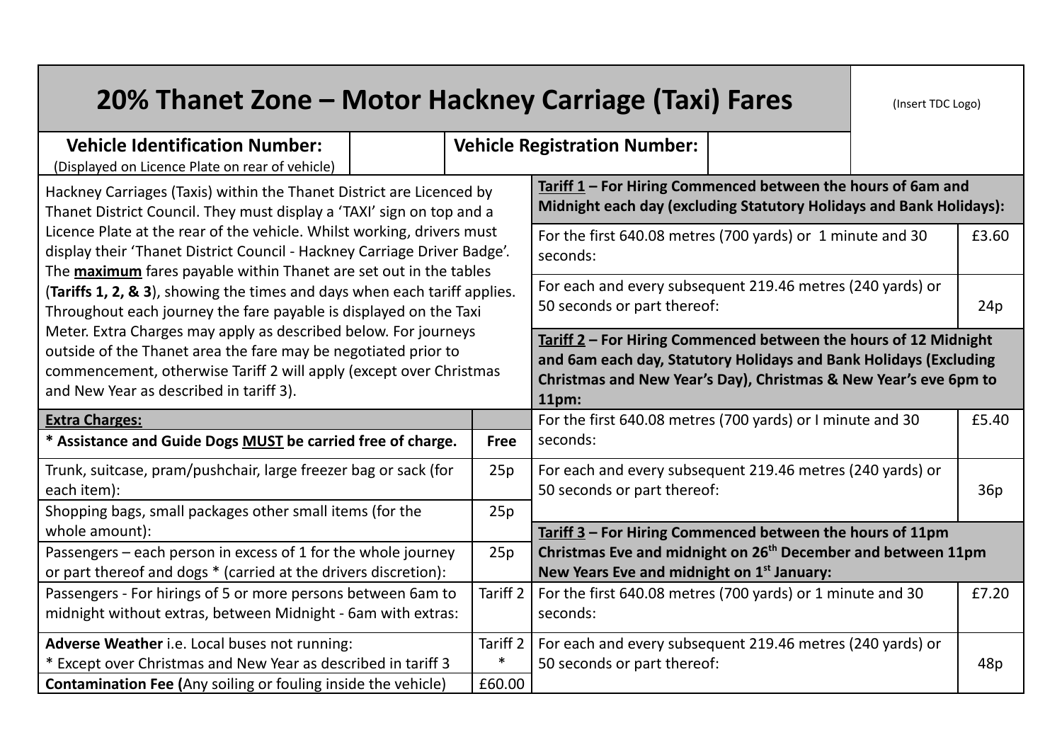# 20% Thanet Zone – Motor Hackney Carriage (Taxi) Fares

(Insert TDC Logo)

| **Vehicle Identification Number:** (Displayed on Licence Plate on rear of vehicle) | | **Vehicle Registration Number:** | |
|---|---|---|---|

Hackney Carriages (Taxis) within the Thanet District are Licenced by Thanet District Council. They must display a 'TAXI' sign on top and a Licence Plate at the rear of the vehicle. Whilst working, drivers must display their 'Thanet District Council - Hackney Carriage Driver Badge'. The **maximum** fares payable within Thanet are set out in the tables (**Tariffs 1, 2, & 3**), showing the times and days when each tariff applies. Throughout each journey the fare payable is displayed on the Taxi Meter. Extra Charges may apply as described below. For journeys outside of the Thanet area the fare may be negotiated prior to commencement, otherwise Tariff 2 will apply (except over Christmas and New Year as described in tariff 3).

| **Extra Charges:** | |
|---|---|
| **\* Assistance and Guide Dogs MUST be carried free of charge.** | **Free** |
| Trunk, suitcase, pram/pushchair, large freezer bag or sack (for each item): | 25p |
| Shopping bags, small packages other small items (for the whole amount): | 25p |
| Passengers – each person in excess of 1 for the whole journey or part thereof and dogs * (carried at the drivers discretion): | 25p |
| Passengers - For hirings of 5 or more persons between 6am to midnight without extras, between Midnight - 6am with extras: | Tariff 2 |
| **Adverse Weather** i.e. Local buses not running: * Except over Christmas and New Year as described in tariff 3 | Tariff 2 * |
| **Contamination Fee (**Any soiling or fouling inside the vehicle) | £60.00 |

| **Tariff 1 – For Hiring Commenced between the hours of 6am and Midnight each day (excluding Statutory Holidays and Bank Holidays):** | |
|---|---|
| For the first 640.08 metres (700 yards) or 1 minute and 30 seconds: | £3.60 |
| For each and every subsequent 219.46 metres (240 yards) or 50 seconds or part thereof: | 24p |
| **Tariff 2 – For Hiring Commenced between the hours of 12 Midnight and 6am each day, Statutory Holidays and Bank Holidays (Excluding Christmas and New Year's Day), Christmas & New Year's eve 6pm to 11pm:** | |
| For the first 640.08 metres (700 yards) or I minute and 30 seconds: | £5.40 |
| For each and every subsequent 219.46 metres (240 yards) or 50 seconds or part thereof: | 36p |
| **Tariff 3 – For Hiring Commenced between the hours of 11pm Christmas Eve and midnight on 26th December and between 11pm New Years Eve and midnight on 1st January:** | |
| For the first 640.08 metres (700 yards) or 1 minute and 30 seconds: | £7.20 |
| For each and every subsequent 219.46 metres (240 yards) or 50 seconds or part thereof: | 48p |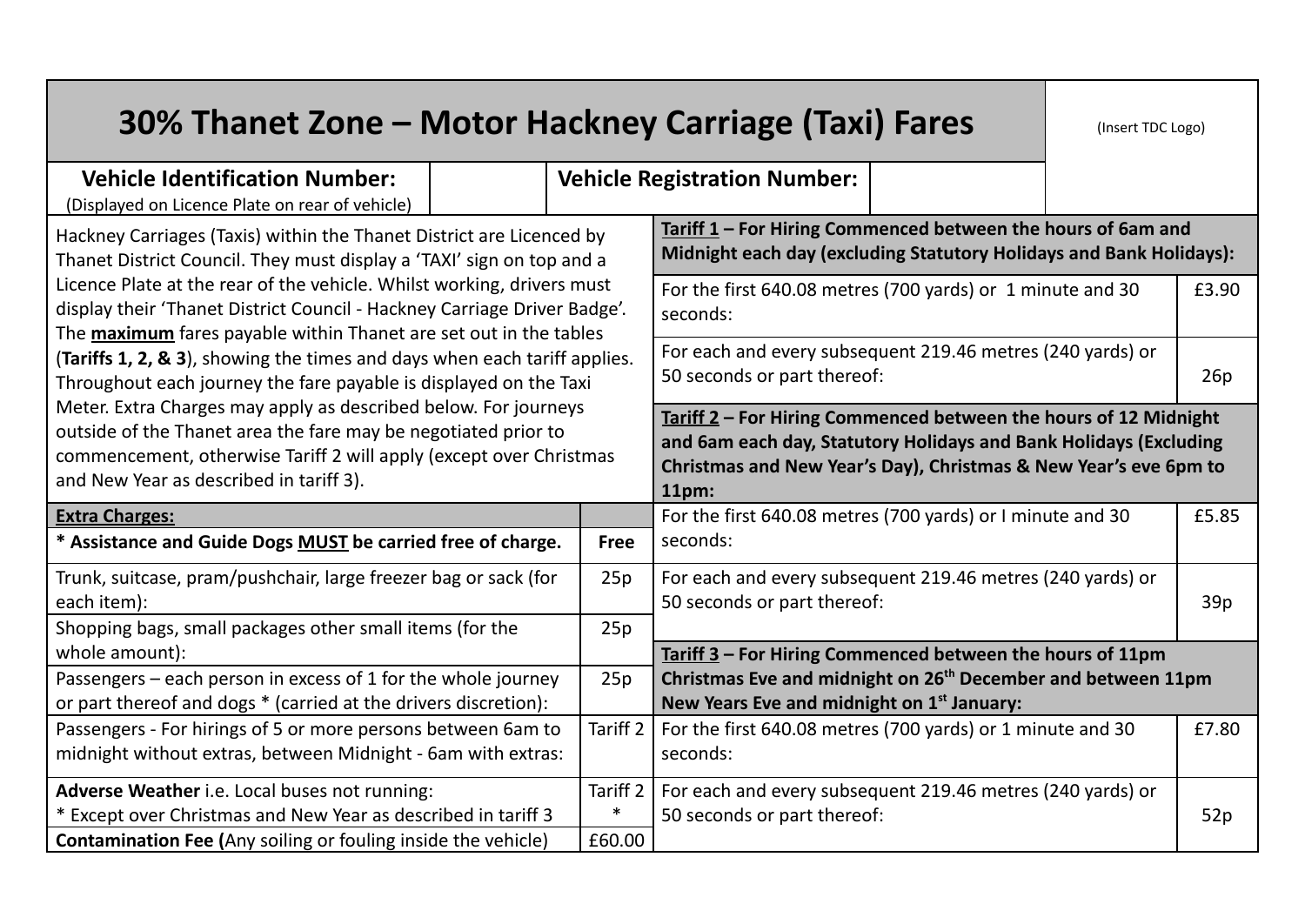# 30% Thanet Zone – Motor Hackney Carriage (Taxi) Fares

(Insert TDC Logo)

| | | | |
|---|---|---|---|
| **Vehicle Identification Number:** (Displayed on Licence Plate on rear of vehicle) | | **Vehicle Registration Number:** | |

Hackney Carriages (Taxis) within the Thanet District are Licenced by Thanet District Council. They must display a 'TAXI' sign on top and a Licence Plate at the rear of the vehicle. Whilst working, drivers must display their 'Thanet District Council - Hackney Carriage Driver Badge'. The **maximum** fares payable within Thanet are set out in the tables (**Tariffs 1, 2, & 3**), showing the times and days when each tariff applies. Throughout each journey the fare payable is displayed on the Taxi Meter. Extra Charges may apply as described below. For journeys outside of the Thanet area the fare may be negotiated prior to commencement, otherwise Tariff 2 will apply (except over Christmas and New Year as described in tariff 3).

| **Extra Charges:** | |
|---|---|
| **\* Assistance and Guide Dogs MUST be carried free of charge.** | **Free** |
| Trunk, suitcase, pram/pushchair, large freezer bag or sack (for each item): | 25p |
| Shopping bags, small packages other small items (for the whole amount): | 25p |
| Passengers – each person in excess of 1 for the whole journey or part thereof and dogs * (carried at the drivers discretion): | 25p |
| Passengers - For hirings of 5 or more persons between 6am to midnight without extras, between Midnight - 6am with extras: | Tariff 2 |
| **Adverse Weather** i.e. Local buses not running: * Except over Christmas and New Year as described in tariff 3 | Tariff 2 * |
| **Contamination Fee (**Any soiling or fouling inside the vehicle) | £60.00 |

| **Tariff 1 – For Hiring Commenced between the hours of 6am and Midnight each day (excluding Statutory Holidays and Bank Holidays):** | |
|---|---|
| For the first 640.08 metres (700 yards) or 1 minute and 30 seconds: | £3.90 |
| For each and every subsequent 219.46 metres (240 yards) or 50 seconds or part thereof: | 26p |
| **Tariff 2 – For Hiring Commenced between the hours of 12 Midnight and 6am each day, Statutory Holidays and Bank Holidays (Excluding Christmas and New Year's Day), Christmas & New Year's eve 6pm to 11pm:** | |
| For the first 640.08 metres (700 yards) or I minute and 30 seconds: | £5.85 |
| For each and every subsequent 219.46 metres (240 yards) or 50 seconds or part thereof: | 39p |
| **Tariff 3 – For Hiring Commenced between the hours of 11pm Christmas Eve and midnight on 26th December and between 11pm New Years Eve and midnight on 1st January:** | |
| For the first 640.08 metres (700 yards) or 1 minute and 30 seconds: | £7.80 |
| For each and every subsequent 219.46 metres (240 yards) or 50 seconds or part thereof: | 52p |